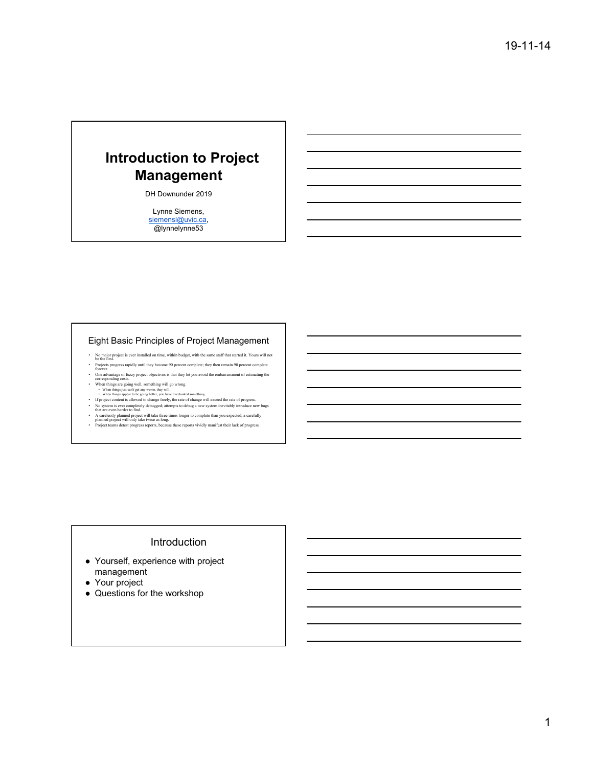# Introduction to Project Management

DH Downunder 2019

Lynne Siemens,
siemensl@uvic.ca,
@lynnelynne53

## Eight Basic Principles of Project Management

- No major project is ever installed on time, within budget, with the same staff that started it. Yours will not be the first.
- Projects progress rapidly until they become 90 percent complete; they then remain 90 percent complete forever.
- One advantage of fuzzy project objectives is that they let you avoid the embarrassment of estimating the corresponding costs.
- When things are going well, something will go wrong.
  - When things just can't get any worse, they will.
  - When things appear to be going better, you have overlooked something.
- If project content is allowed to change freely, the rate of change will exceed the rate of progress.
- No system is ever completely debugged; attempts to debug a new system inevitably introduce new bugs that are even harder to find.
- A carelessly planned project will take three times longer to complete than you expected; a carefully planned project will only take twice as long.
- Project teams detest progress reports, because these reports vividly manifest their lack of progress.

## Introduction

- Yourself, experience with project management
- Your project
- Questions for the workshop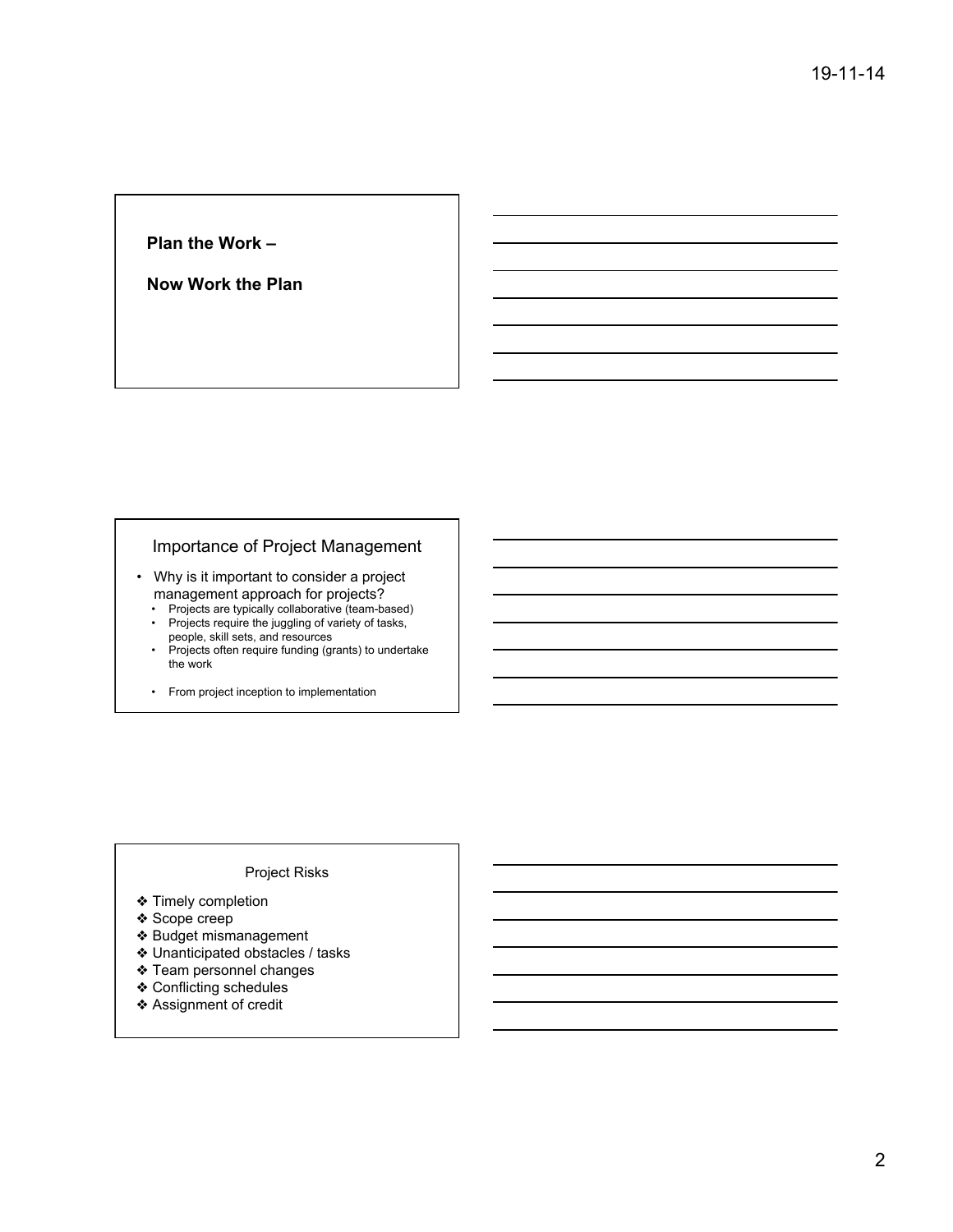**Plan the Work –**

**Now Work the Plan**

## Importance of Project Management

- Why is it important to consider a project management approach for projects?
  - Projects are typically collaborative (team-based)
  - Projects require the juggling of variety of tasks, people, skill sets, and resources
  - Projects often require funding (grants) to undertake the work

  - From project inception to implementation

## Project Risks

- ❖ Timely completion
- ❖ Scope creep
- ❖ Budget mismanagement
- ❖ Unanticipated obstacles / tasks
- ❖ Team personnel changes
- ❖ Conflicting schedules
- ❖ Assignment of credit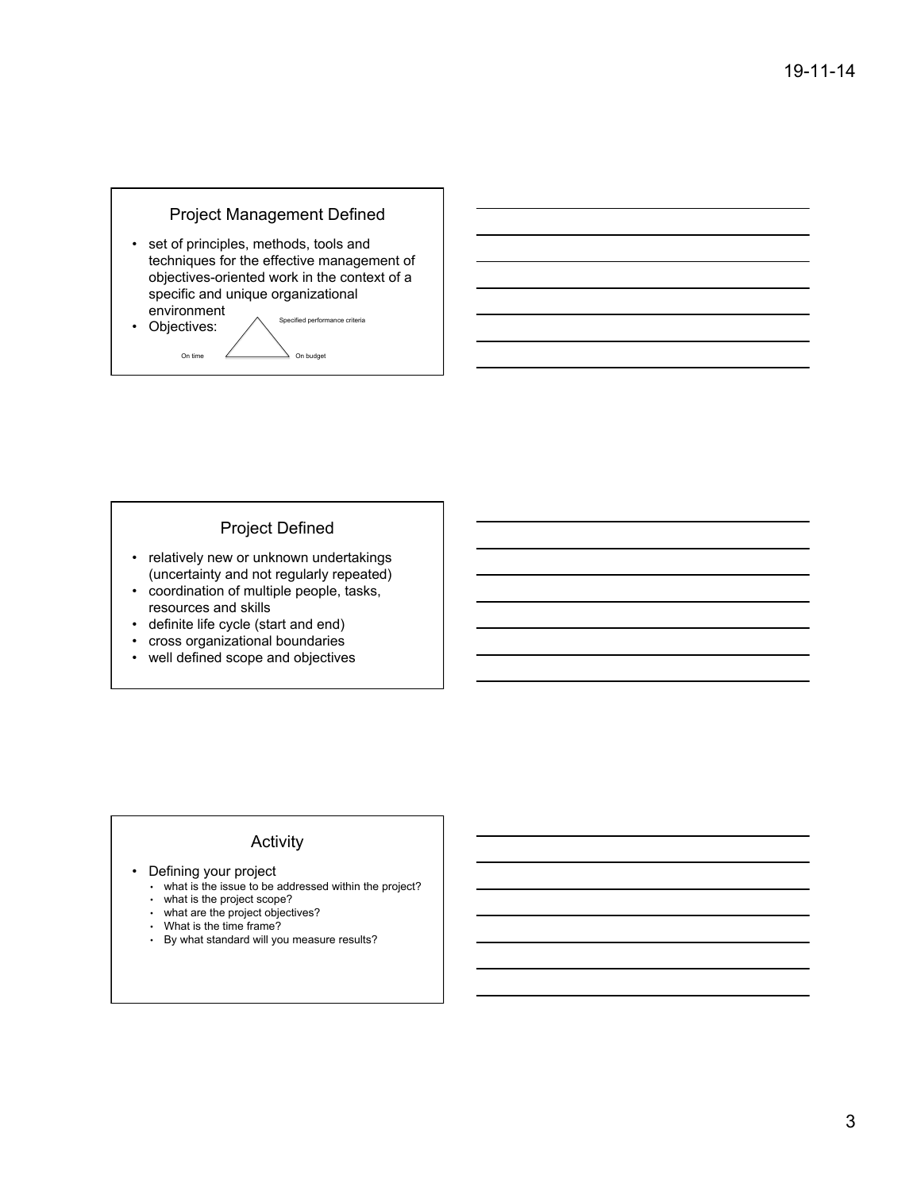## Project Management Defined

- set of principles, methods, tools and techniques for the effective management of objectives-oriented work in the context of a specific and unique organizational environment
- Objectives:

Specified performance criteria

On time

On budget

## Project Defined

- relatively new or unknown undertakings (uncertainty and not regularly repeated)
- coordination of multiple people, tasks, resources and skills
- definite life cycle (start and end)
- cross organizational boundaries
- well defined scope and objectives

## Activity

- Defining your project
  - what is the issue to be addressed within the project?
  - what is the project scope?
  - what are the project objectives?
  - What is the time frame?
  - By what standard will you measure results?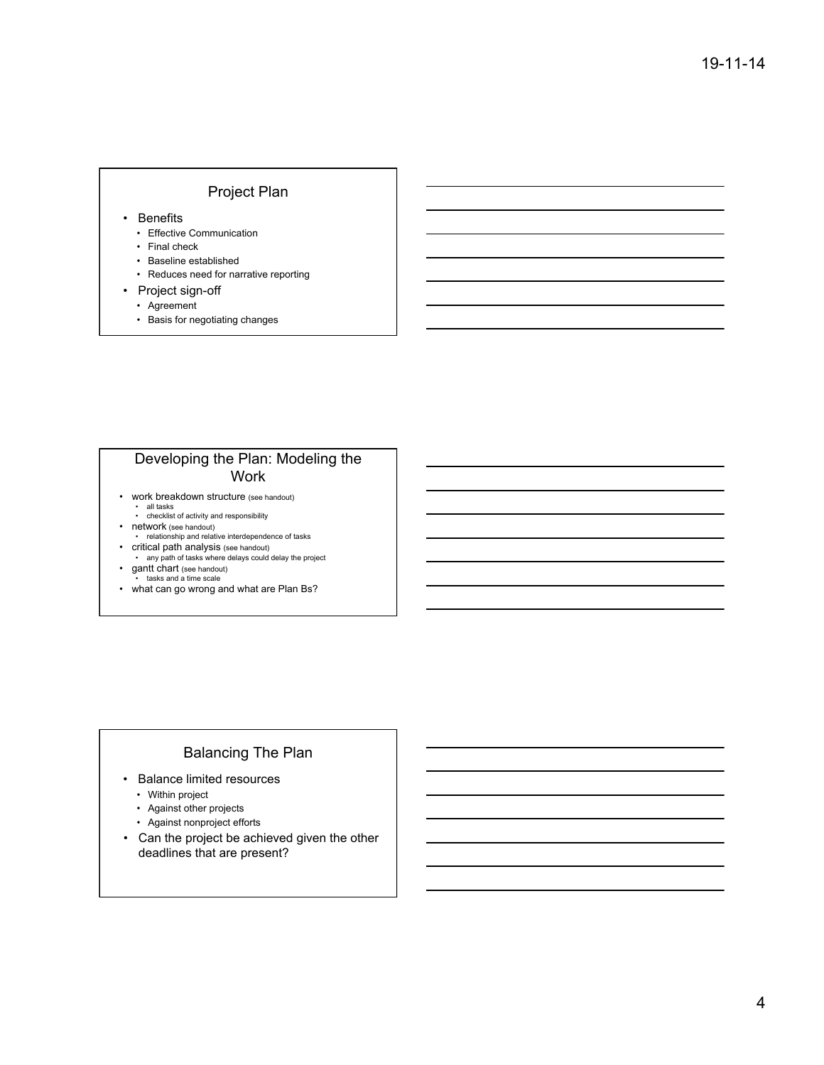## Project Plan

- Benefits
  - Effective Communication
  - Final check
  - Baseline established
  - Reduces need for narrative reporting
- Project sign-off
  - Agreement
  - Basis for negotiating changes

## Developing the Plan: Modeling the Work

- work breakdown structure (see handout)
  - all tasks
  - checklist of activity and responsibility
- network (see handout)
  - relationship and relative interdependence of tasks
- critical path analysis (see handout)
  - any path of tasks where delays could delay the project
- gantt chart (see handout)
  - tasks and a time scale
- what can go wrong and what are Plan Bs?

## Balancing The Plan

- Balance limited resources
  - Within project
  - Against other projects
  - Against nonproject efforts
- Can the project be achieved given the other deadlines that are present?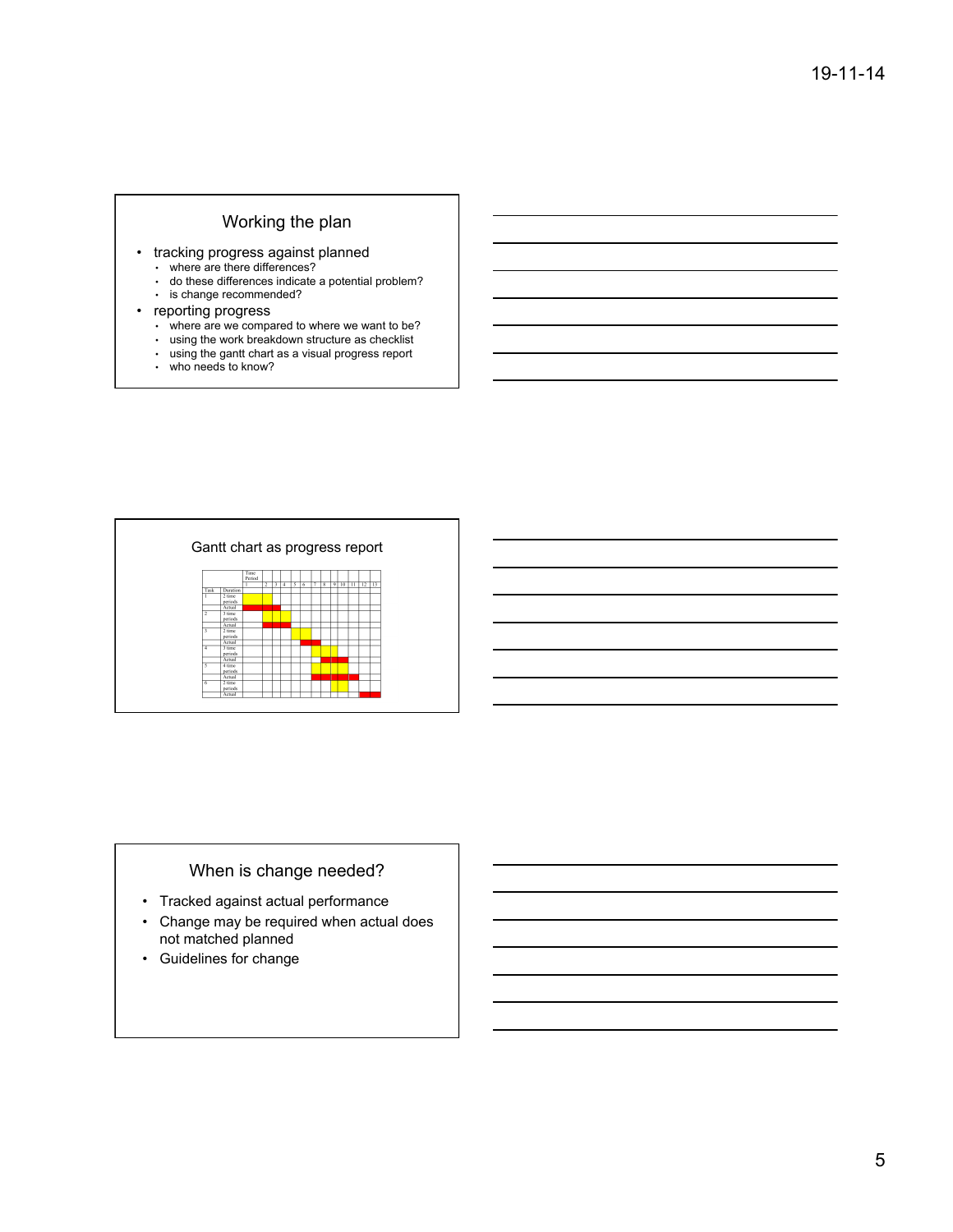## Working the plan

- tracking progress against planned
  - where are there differences?
  - do these differences indicate a potential problem?
  - is change recommended?
- reporting progress
  - where are we compared to where we want to be?
  - using the work breakdown structure as checklist
  - using the gantt chart as a visual progress report
  - who needs to know?

## Gantt chart as progress report

| Task | Duration | Time Period 1 | 2 | 3 | 4 | 5 | 6 | 7 | 8 | 9 | 10 | 11 | 12 | 13 |
|---|---|---|---|---|---|---|---|---|---|---|---|---|---|---|
| 1 | 2 time periods | | | | | | | | | | | | | |
| | Actual | | | | | | | | | | | | | |
| 2 | 3 time periods | | | | | | | | | | | | | |
| | Actual | | | | | | | | | | | | | |
| 3 | 2 time periods | | | | | | | | | | | | | |
| | Actual | | | | | | | | | | | | | |
| 4 | 3 time periods | | | | | | | | | | | | | |
| | Actual | | | | | | | | | | | | | |
| 5 | 4 time periods | | | | | | | | | | | | | |
| | Actual | | | | | | | | | | | | | |
| 6 | 2 time periods | | | | | | | | | | | | | |
| | Actual | | | | | | | | | | | | | |

## When is change needed?

- Tracked against actual performance
- Change may be required when actual does not matched planned
- Guidelines for change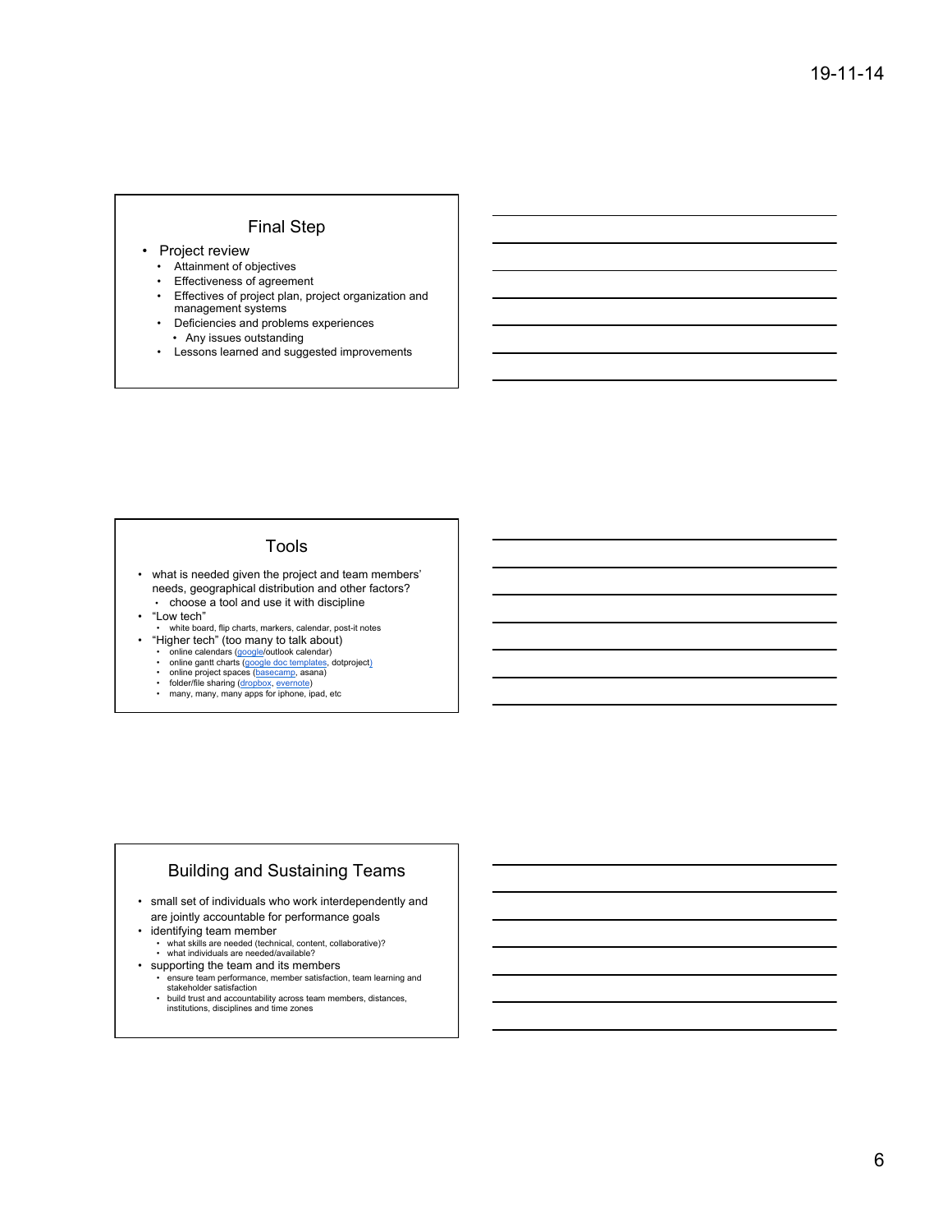## Final Step

- Project review
  - Attainment of objectives
  - Effectiveness of agreement
  - Effectives of project plan, project organization and management systems
  - Deficiencies and problems experiences
    - Any issues outstanding
  - Lessons learned and suggested improvements

## Tools

- what is needed given the project and team members' needs, geographical distribution and other factors?
  - choose a tool and use it with discipline
- "Low tech"
  - white board, flip charts, markers, calendar, post-it notes
- "Higher tech" (too many to talk about)
  - online calendars (google/outlook calendar)
  - online gantt charts (google doc templates, dotproject)
  - online project spaces (basecamp, asana)
  - folder/file sharing (dropbox, evernote)
  - many, many, many apps for iphone, ipad, etc

## Building and Sustaining Teams

- small set of individuals who work interdependently and are jointly accountable for performance goals
- identifying team member
  - what skills are needed (technical, content, collaborative)?
  - what individuals are needed/available?
- supporting the team and its members
  - ensure team performance, member satisfaction, team learning and stakeholder satisfaction
  - build trust and accountability across team members, distances, institutions, disciplines and time zones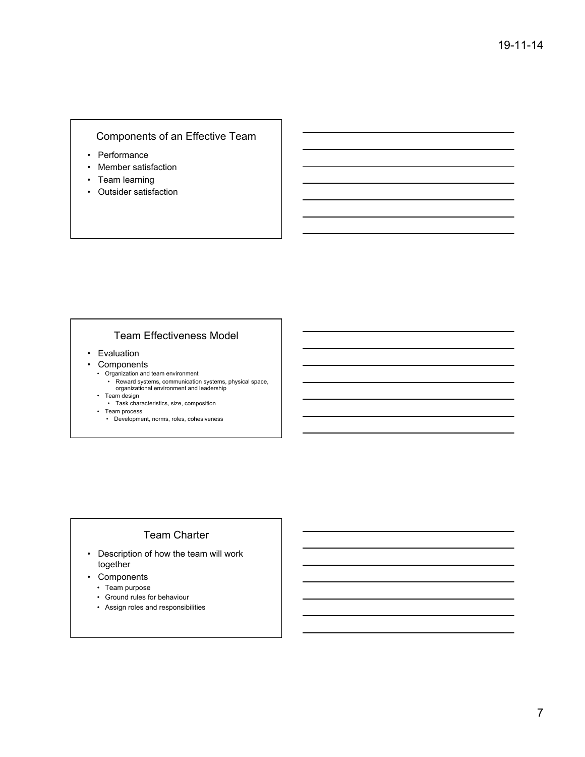## Components of an Effective Team

- Performance
- Member satisfaction
- Team learning
- Outsider satisfaction

## Team Effectiveness Model

- Evaluation
- Components
  - Organization and team environment
    - Reward systems, communication systems, physical space, organizational environment and leadership
  - Team design
    - Task characteristics, size, composition
  - Team process
    - Development, norms, roles, cohesiveness

## Team Charter

- Description of how the team will work together
- Components
  - Team purpose
  - Ground rules for behaviour
  - Assign roles and responsibilities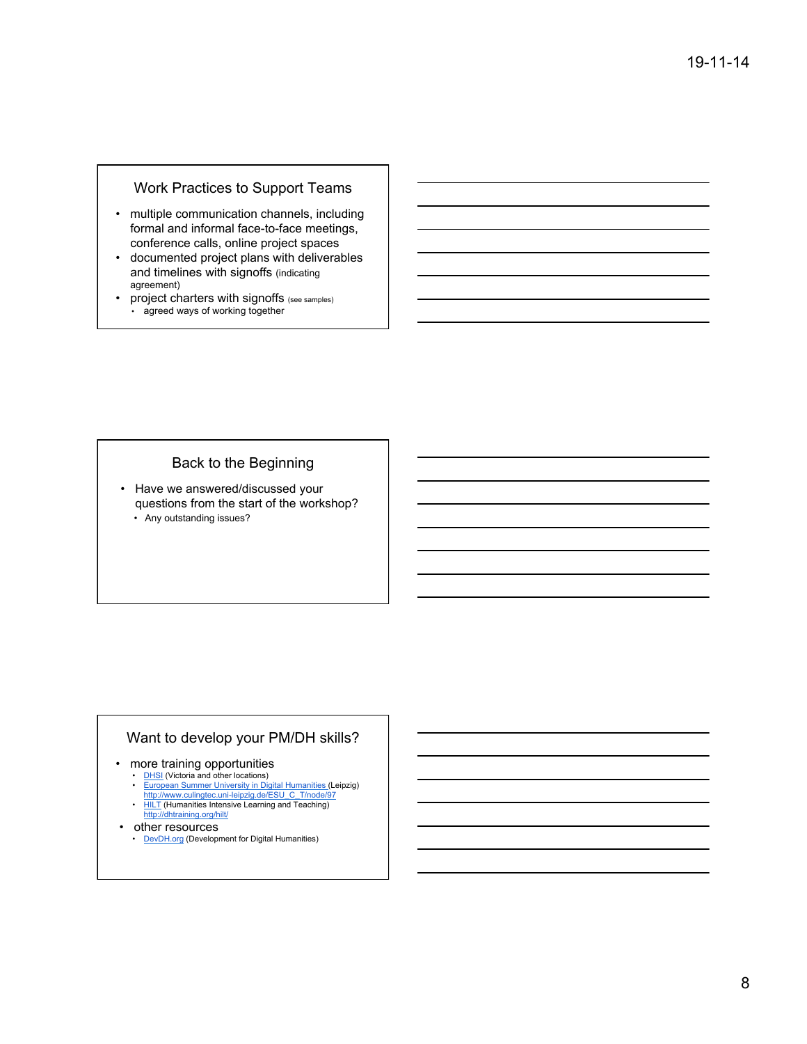## Work Practices to Support Teams

- multiple communication channels, including formal and informal face-to-face meetings, conference calls, online project spaces
- documented project plans with deliverables and timelines with signoffs (indicating agreement)
- project charters with signoffs (see samples)
  - agreed ways of working together

## Back to the Beginning

- Have we answered/discussed your questions from the start of the workshop?
  - Any outstanding issues?

## Want to develop your PM/DH skills?

- more training opportunities
  - DHSI (Victoria and other locations)
  - European Summer University in Digital Humanities (Leipzig) http://www.culingtec.uni-leipzig.de/ESU_C_T/node/97
  - HILT (Humanities Intensive Learning and Teaching) http://dhtraining.org/hilt/
- other resources
  - DevDH.org (Development for Digital Humanities)